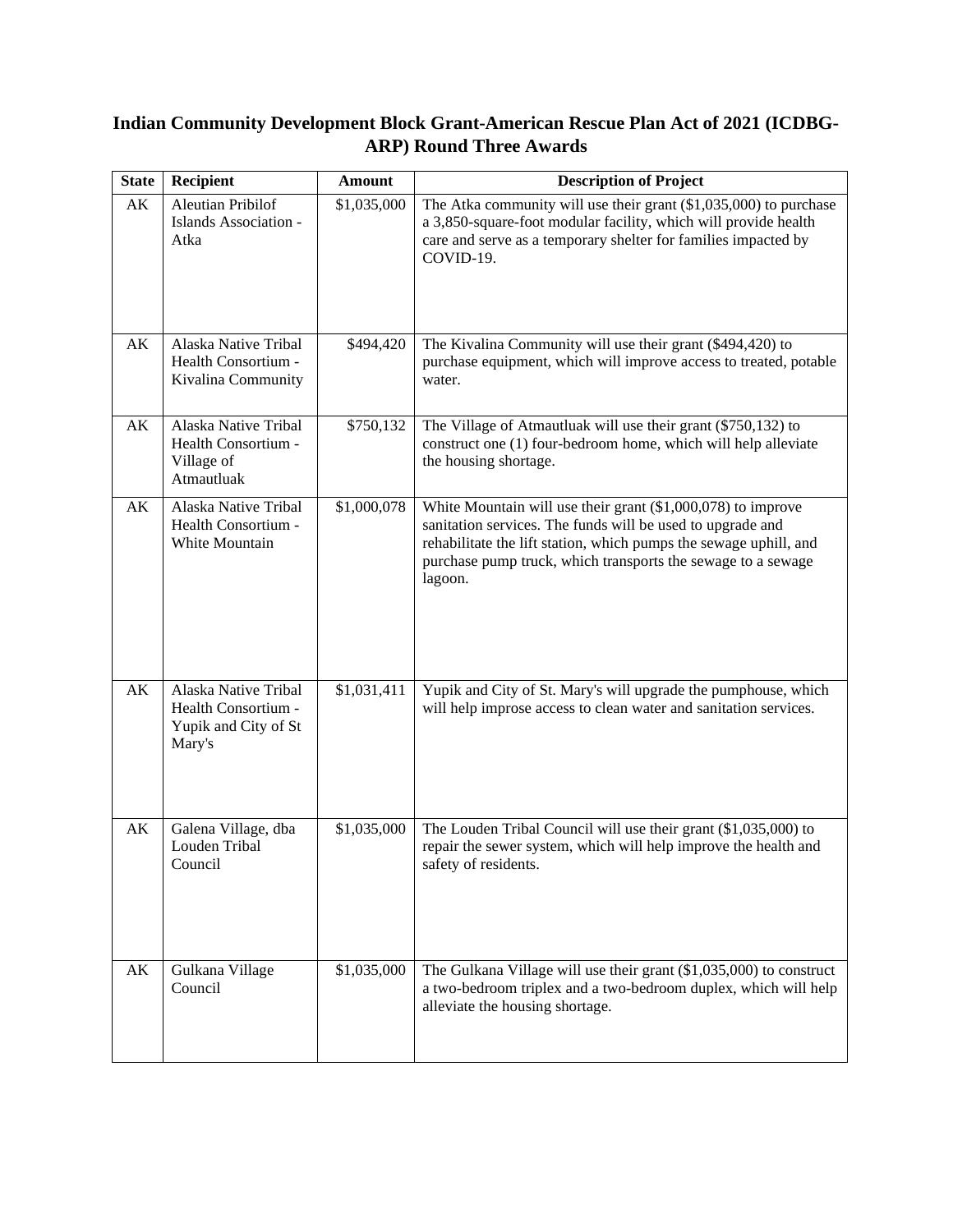# Indian Community Development Block Grant-American Rescue Plan Act of 2021 (ICDBG-ARP) Round Three Awards

| State | Recipient | Amount | Description of Project |
|---|---|---|---|
| AK | Aleutian Pribilof Islands Association - Atka | $1,035,000 | The Atka community will use their grant ($1,035,000) to purchase a 3,850-square-foot modular facility, which will provide health care and serve as a temporary shelter for families impacted by COVID-19. |
| AK | Alaska Native Tribal Health Consortium - Kivalina Community | $494,420 | The Kivalina Community will use their grant ($494,420) to purchase equipment, which will improve access to treated, potable water. |
| AK | Alaska Native Tribal Health Consortium - Village of Atmautluak | $750,132 | The Village of Atmautluak will use their grant ($750,132) to construct one (1) four-bedroom home, which will help alleviate the housing shortage. |
| AK | Alaska Native Tribal Health Consortium - White Mountain | $1,000,078 | White Mountain will use their grant ($1,000,078) to improve sanitation services. The funds will be used to upgrade and rehabilitate the lift station, which pumps the sewage uphill, and purchase pump truck, which transports the sewage to a sewage lagoon. |
| AK | Alaska Native Tribal Health Consortium - Yupik and City of St Mary's | $1,031,411 | Yupik and City of St. Mary's will upgrade the pumphouse, which will help improse access to clean water and sanitation services. |
| AK | Galena Village, dba Louden Tribal Council | $1,035,000 | The Louden Tribal Council will use their grant ($1,035,000) to repair the sewer system, which will help improve the health and safety of residents. |
| AK | Gulkana Village Council | $1,035,000 | The Gulkana Village will use their grant ($1,035,000) to construct a two-bedroom triplex and a two-bedroom duplex, which will help alleviate the housing shortage. |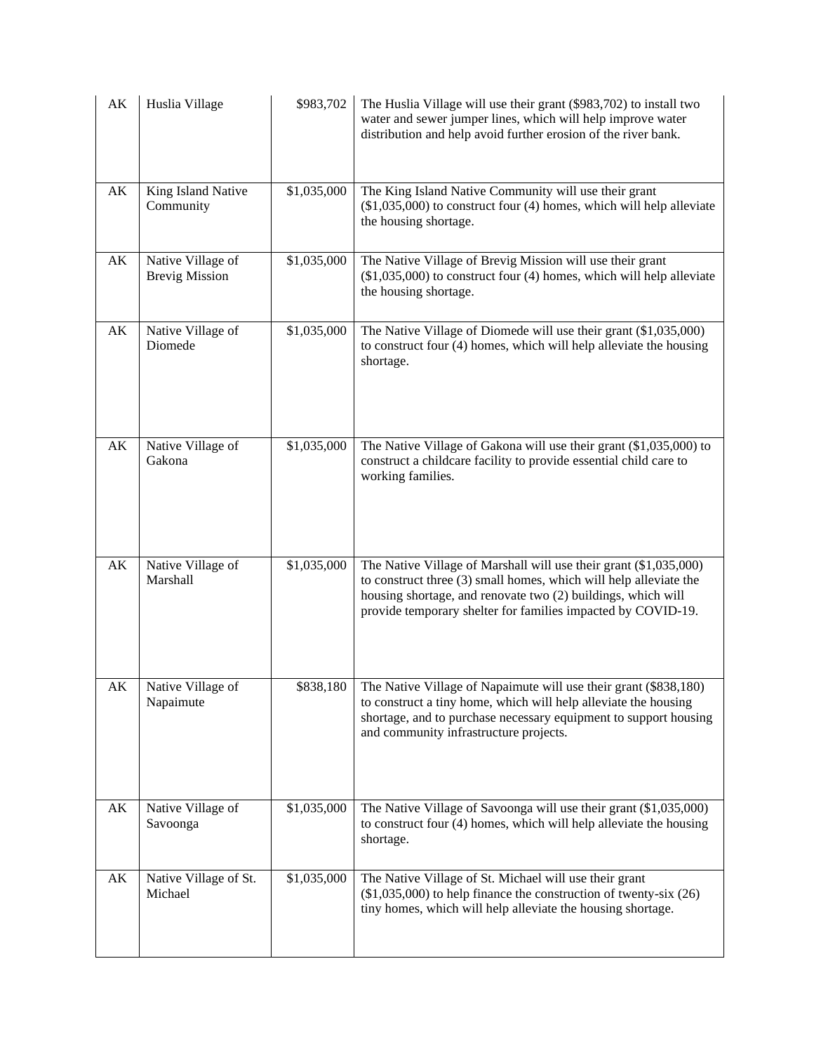| AK | Huslia Village | $983,702 | The Huslia Village will use their grant ($983,702) to install two water and sewer jumper lines, which will help improve water distribution and help avoid further erosion of the river bank. |
|---|---|---|---|
| AK | King Island Native Community | $1,035,000 | The King Island Native Community will use their grant ($1,035,000) to construct four (4) homes, which will help alleviate the housing shortage. |
| AK | Native Village of Brevig Mission | $1,035,000 | The Native Village of Brevig Mission will use their grant ($1,035,000) to construct four (4) homes, which will help alleviate the housing shortage. |
| AK | Native Village of Diomede | $1,035,000 | The Native Village of Diomede will use their grant ($1,035,000) to construct four (4) homes, which will help alleviate the housing shortage. |
| AK | Native Village of Gakona | $1,035,000 | The Native Village of Gakona will use their grant ($1,035,000) to construct a childcare facility to provide essential child care to working families. |
| AK | Native Village of Marshall | $1,035,000 | The Native Village of Marshall will use their grant ($1,035,000) to construct three (3) small homes, which will help alleviate the housing shortage, and renovate two (2) buildings, which will provide temporary shelter for families impacted by COVID-19. |
| AK | Native Village of Napaimute | $838,180 | The Native Village of Napaimute will use their grant ($838,180) to construct a tiny home, which will help alleviate the housing shortage, and to purchase necessary equipment to support housing and community infrastructure projects. |
| AK | Native Village of Savoonga | $1,035,000 | The Native Village of Savoonga will use their grant ($1,035,000) to construct four (4) homes, which will help alleviate the housing shortage. |
| AK | Native Village of St. Michael | $1,035,000 | The Native Village of St. Michael will use their grant ($1,035,000) to help finance the construction of twenty-six (26) tiny homes, which will help alleviate the housing shortage. |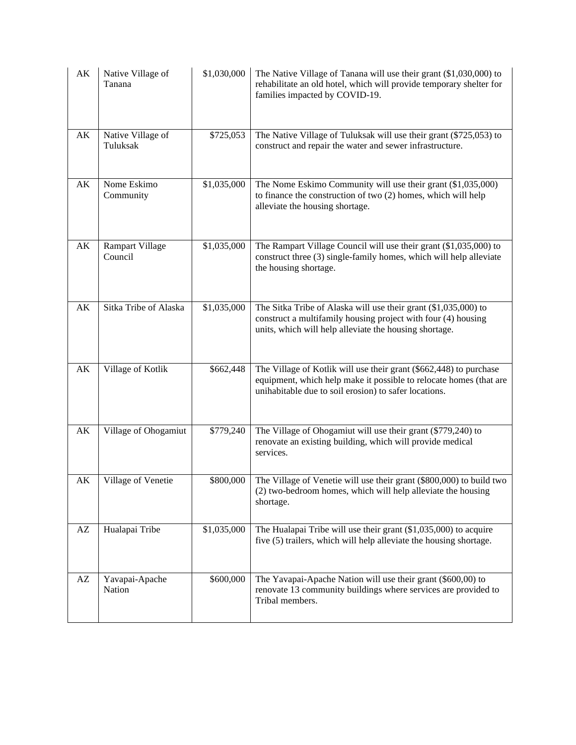| AK | Native Village of Tanana | $1,030,000 | The Native Village of Tanana will use their grant ($1,030,000) to rehabilitate an old hotel, which will provide temporary shelter for families impacted by COVID-19. |
|---|---|---|---|
| AK | Native Village of Tuluksak | $725,053 | The Native Village of Tuluksak will use their grant ($725,053) to construct and repair the water and sewer infrastructure. |
| AK | Nome Eskimo Community | $1,035,000 | The Nome Eskimo Community will use their grant ($1,035,000) to finance the construction of two (2) homes, which will help alleviate the housing shortage. |
| AK | Rampart Village Council | $1,035,000 | The Rampart Village Council will use their grant ($1,035,000) to construct three (3) single-family homes, which will help alleviate the housing shortage. |
| AK | Sitka Tribe of Alaska | $1,035,000 | The Sitka Tribe of Alaska will use their grant ($1,035,000) to construct a multifamily housing project with four (4) housing units, which will help alleviate the housing shortage. |
| AK | Village of Kotlik | $662,448 | The Village of Kotlik will use their grant ($662,448) to purchase equipment, which help make it possible to relocate homes (that are unihabitable due to soil erosion) to safer locations. |
| AK | Village of Ohogamiut | $779,240 | The Village of Ohogamiut will use their grant ($779,240) to renovate an existing building, which will provide medical services. |
| AK | Village of Venetie | $800,000 | The Village of Venetie will use their grant ($800,000) to build two (2) two-bedroom homes, which will help alleviate the housing shortage. |
| AZ | Hualapai Tribe | $1,035,000 | The Hualapai Tribe will use their grant ($1,035,000) to acquire five (5) trailers, which will help alleviate the housing shortage. |
| AZ | Yavapai-Apache Nation | $600,000 | The Yavapai-Apache Nation will use their grant ($600,00) to renovate 13 community buildings where services are provided to Tribal members. |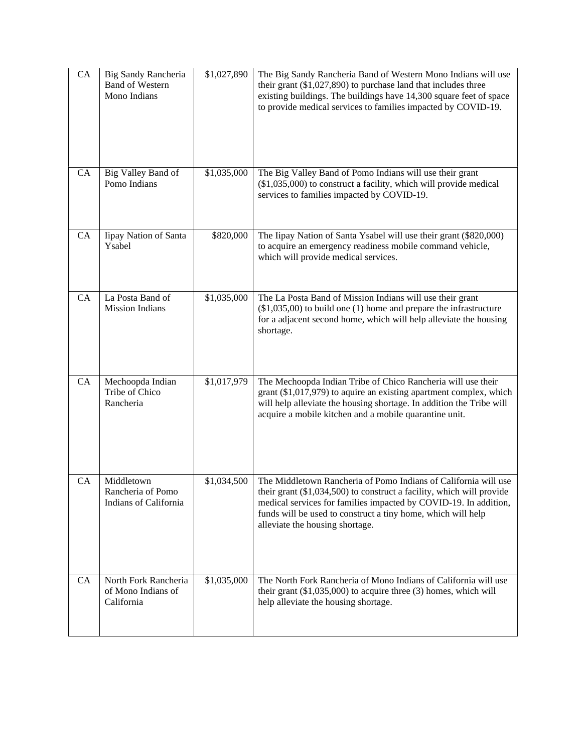| CA | Big Sandy Rancheria Band of Western Mono Indians | $1,027,890 | The Big Sandy Rancheria Band of Western Mono Indians will use their grant ($1,027,890) to purchase land that includes three existing buildings. The buildings have 14,300 square feet of space to provide medical services to families impacted by COVID-19. |
|---|---|---|---|
| CA | Big Valley Band of Pomo Indians | $1,035,000 | The Big Valley Band of Pomo Indians will use their grant ($1,035,000) to construct a facility, which will provide medical services to families impacted by COVID-19. |
| CA | Iipay Nation of Santa Ysabel | $820,000 | The Iipay Nation of Santa Ysabel will use their grant ($820,000) to acquire an emergency readiness mobile command vehicle, which will provide medical services. |
| CA | La Posta Band of Mission Indians | $1,035,000 | The La Posta Band of Mission Indians will use their grant ($1,035,00) to build one (1) home and prepare the infrastructure for a adjacent second home, which will help alleviate the housing shortage. |
| CA | Mechoopda Indian Tribe of Chico Rancheria | $1,017,979 | The Mechoopda Indian Tribe of Chico Rancheria will use their grant ($1,017,979) to aquire an existing apartment complex, which will help alleviate the housing shortage. In addition the Tribe will acquire a mobile kitchen and a mobile quarantine unit. |
| CA | Middletown Rancheria of Pomo Indians of California | $1,034,500 | The Middletown Rancheria of Pomo Indians of California will use their grant ($1,034,500) to construct a facility, which will provide medical services for families impacted by COVID-19. In addition, funds will be used to construct a tiny home, which will help alleviate the housing shortage. |
| CA | North Fork Rancheria of Mono Indians of California | $1,035,000 | The North Fork Rancheria of Mono Indians of California will use their grant ($1,035,000) to acquire three (3) homes, which will help alleviate the housing shortage. |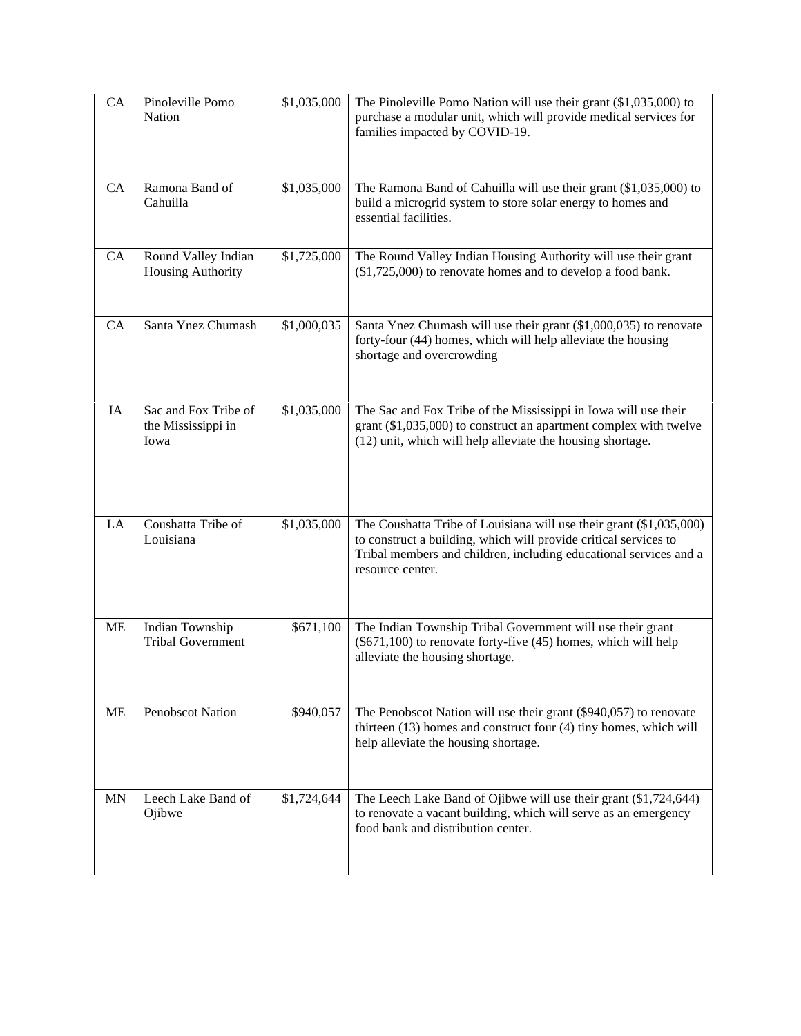| CA | Pinoleville Pomo Nation | $1,035,000 | The Pinoleville Pomo Nation will use their grant ($1,035,000) to purchase a modular unit, which will provide medical services for families impacted by COVID-19. |
|---|---|---|---|
| CA | Ramona Band of Cahuilla | $1,035,000 | The Ramona Band of Cahuilla will use their grant ($1,035,000) to build a microgrid system to store solar energy to homes and essential facilities. |
| CA | Round Valley Indian Housing Authority | $1,725,000 | The Round Valley Indian Housing Authority will use their grant ($1,725,000) to renovate homes and to develop a food bank. |
| CA | Santa Ynez Chumash | $1,000,035 | Santa Ynez Chumash will use their grant ($1,000,035) to renovate forty-four (44) homes, which will help alleviate the housing shortage and overcrowding |
| IA | Sac and Fox Tribe of the Mississippi in Iowa | $1,035,000 | The Sac and Fox Tribe of the Mississippi in Iowa will use their grant ($1,035,000) to construct an apartment complex with twelve (12) unit, which will help alleviate the housing shortage. |
| LA | Coushatta Tribe of Louisiana | $1,035,000 | The Coushatta Tribe of Louisiana will use their grant ($1,035,000) to construct a building, which will provide critical services to Tribal members and children, including educational services and a resource center. |
| ME | Indian Township Tribal Government | $671,100 | The Indian Township Tribal Government will use their grant ($671,100) to renovate forty-five (45) homes, which will help alleviate the housing shortage. |
| ME | Penobscot Nation | $940,057 | The Penobscot Nation will use their grant ($940,057) to renovate thirteen (13) homes and construct four (4) tiny homes, which will help alleviate the housing shortage. |
| MN | Leech Lake Band of Ojibwe | $1,724,644 | The Leech Lake Band of Ojibwe will use their grant ($1,724,644) to renovate a vacant building, which will serve as an emergency food bank and distribution center. |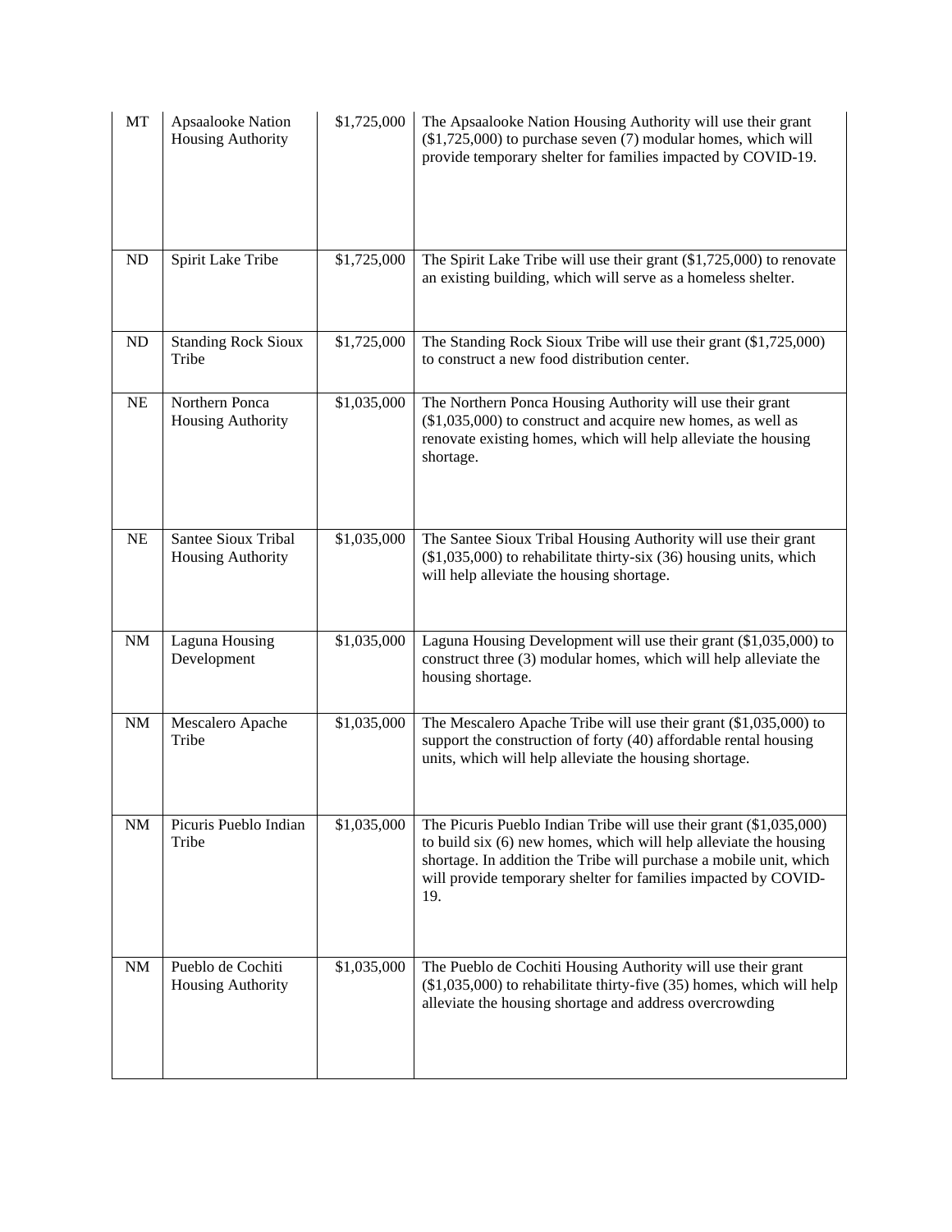| MT | Apsaalooke Nation Housing Authority | $1,725,000 | The Apsaalooke Nation Housing Authority will use their grant ($1,725,000) to purchase seven (7) modular homes, which will provide temporary shelter for families impacted by COVID-19. |
|---|---|---|---|
| ND | Spirit Lake Tribe | $1,725,000 | The Spirit Lake Tribe will use their grant ($1,725,000) to renovate an existing building, which will serve as a homeless shelter. |
| ND | Standing Rock Sioux Tribe | $1,725,000 | The Standing Rock Sioux Tribe will use their grant ($1,725,000) to construct a new food distribution center. |
| NE | Northern Ponca Housing Authority | $1,035,000 | The Northern Ponca Housing Authority will use their grant ($1,035,000) to construct and acquire new homes, as well as renovate existing homes, which will help alleviate the housing shortage. |
| NE | Santee Sioux Tribal Housing Authority | $1,035,000 | The Santee Sioux Tribal Housing Authority will use their grant ($1,035,000) to rehabilitate thirty-six (36) housing units, which will help alleviate the housing shortage. |
| NM | Laguna Housing Development | $1,035,000 | Laguna Housing Development will use their grant ($1,035,000) to construct three (3) modular homes, which will help alleviate the housing shortage. |
| NM | Mescalero Apache Tribe | $1,035,000 | The Mescalero Apache Tribe will use their grant ($1,035,000) to support the construction of forty (40) affordable rental housing units, which will help alleviate the housing shortage. |
| NM | Picuris Pueblo Indian Tribe | $1,035,000 | The Picuris Pueblo Indian Tribe will use their grant ($1,035,000) to build six (6) new homes, which will help alleviate the housing shortage. In addition the Tribe will purchase a mobile unit, which will provide temporary shelter for families impacted by COVID-19. |
| NM | Pueblo de Cochiti Housing Authority | $1,035,000 | The Pueblo de Cochiti Housing Authority will use their grant ($1,035,000) to rehabilitate thirty-five (35) homes, which will help alleviate the housing shortage and address overcrowding |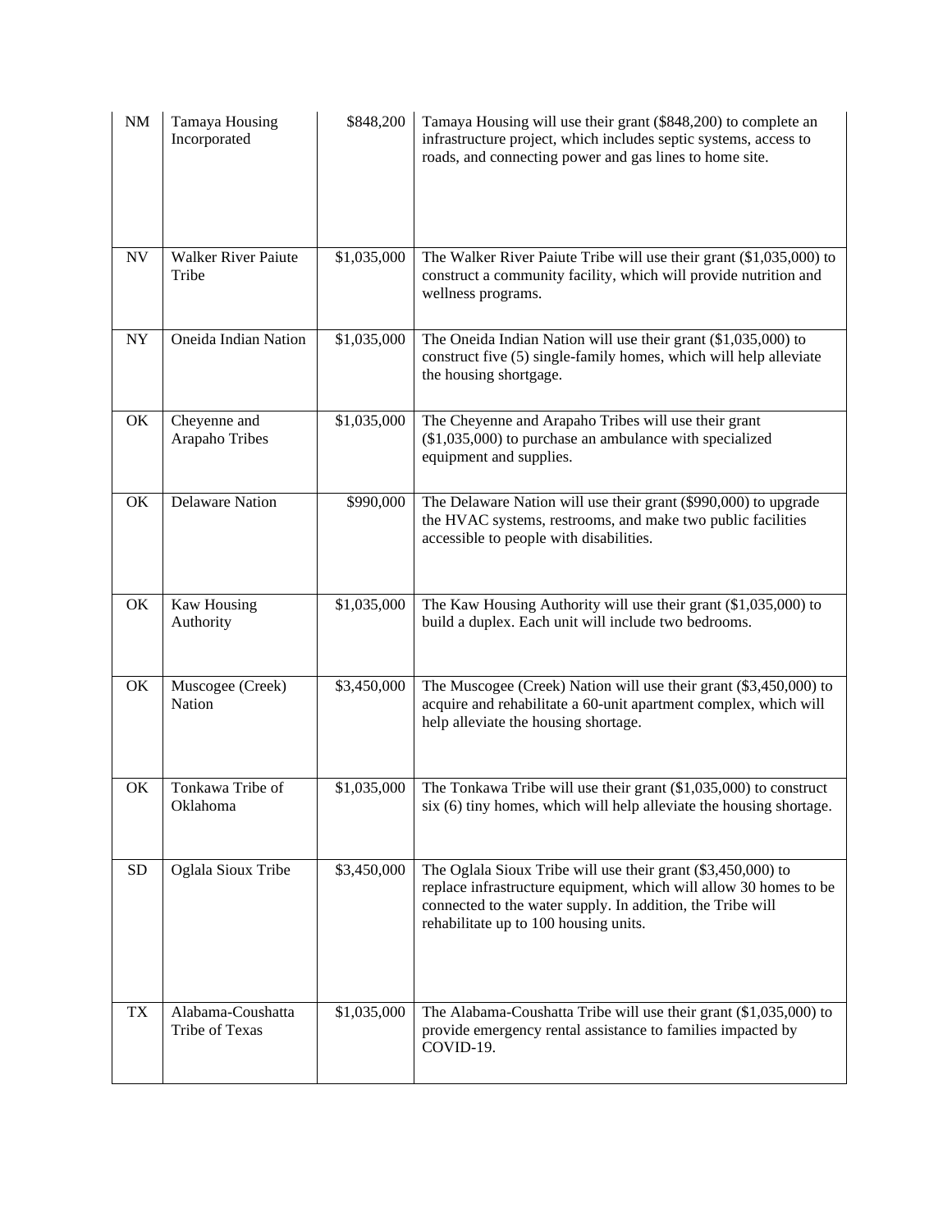| NM | Tamaya Housing Incorporated | $848,200 | Tamaya Housing will use their grant ($848,200) to complete an infrastructure project, which includes septic systems, access to roads, and connecting power and gas lines to home site. |
|---|---|---|---|
| NV | Walker River Paiute Tribe | $1,035,000 | The Walker River Paiute Tribe will use their grant ($1,035,000) to construct a community facility, which will provide nutrition and wellness programs. |
| NY | Oneida Indian Nation | $1,035,000 | The Oneida Indian Nation will use their grant ($1,035,000) to construct five (5) single-family homes, which will help alleviate the housing shortgage. |
| OK | Cheyenne and Arapaho Tribes | $1,035,000 | The Cheyenne and Arapaho Tribes will use their grant ($1,035,000) to purchase an ambulance with specialized equipment and supplies. |
| OK | Delaware Nation | $990,000 | The Delaware Nation will use their grant ($990,000) to upgrade the HVAC systems, restrooms, and make two public facilities accessible to people with disabilities. |
| OK | Kaw Housing Authority | $1,035,000 | The Kaw Housing Authority will use their grant ($1,035,000) to build a duplex. Each unit will include two bedrooms. |
| OK | Muscogee (Creek) Nation | $3,450,000 | The Muscogee (Creek) Nation will use their grant ($3,450,000) to acquire and rehabilitate a 60-unit apartment complex, which will help alleviate the housing shortage. |
| OK | Tonkawa Tribe of Oklahoma | $1,035,000 | The Tonkawa Tribe will use their grant ($1,035,000) to construct six (6) tiny homes, which will help alleviate the housing shortage. |
| SD | Oglala Sioux Tribe | $3,450,000 | The Oglala Sioux Tribe will use their grant ($3,450,000) to replace infrastructure equipment, which will allow 30 homes to be connected to the water supply. In addition, the Tribe will rehabilitate up to 100 housing units. |
| TX | Alabama-Coushatta Tribe of Texas | $1,035,000 | The Alabama-Coushatta Tribe will use their grant ($1,035,000) to provide emergency rental assistance to families impacted by COVID-19. |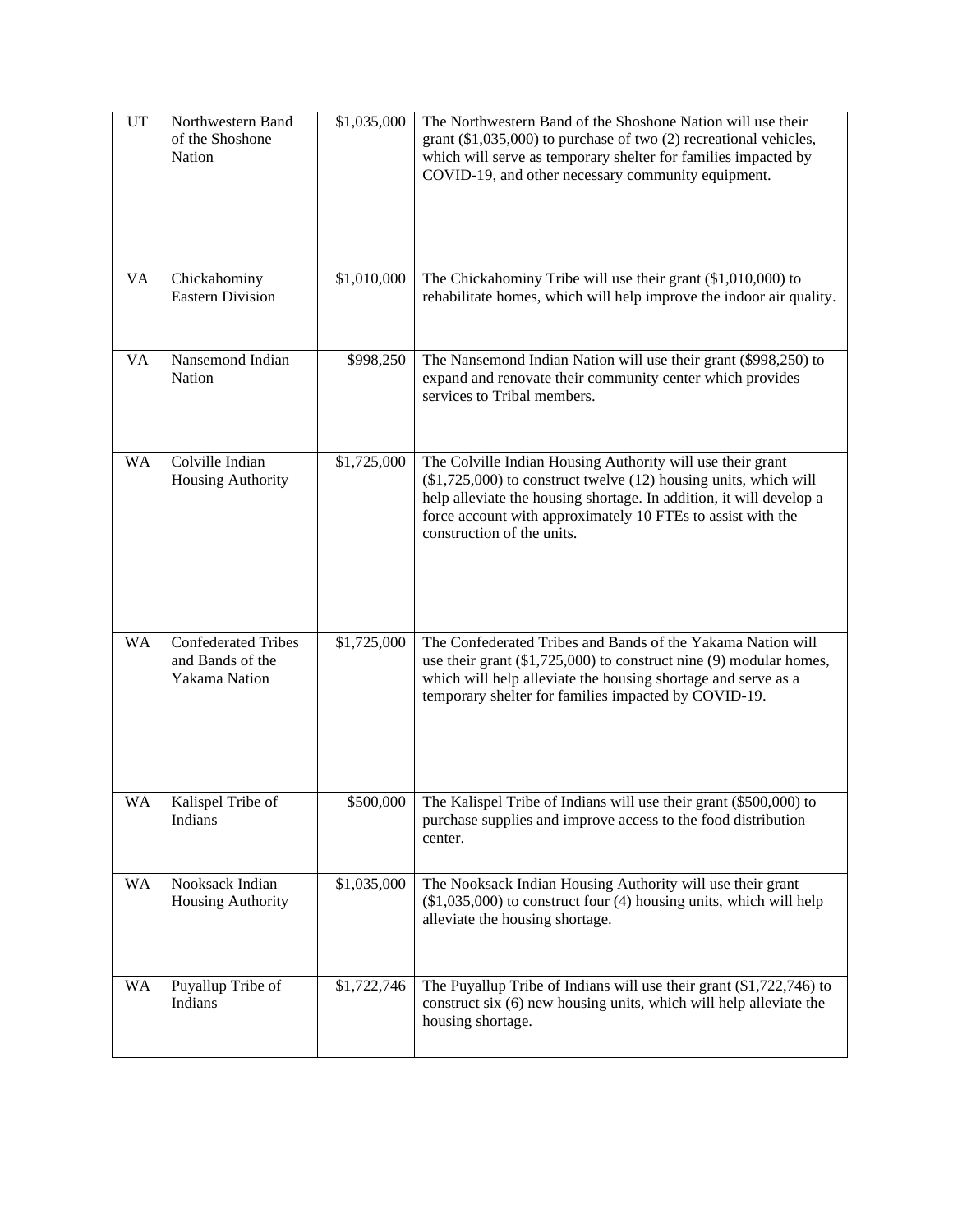| UT | Northwestern Band of the Shoshone Nation | $1,035,000 | The Northwestern Band of the Shoshone Nation will use their grant ($1,035,000) to purchase of two (2) recreational vehicles, which will serve as temporary shelter for families impacted by COVID-19, and other necessary community equipment. |
|---|---|---|---|
| VA | Chickahominy Eastern Division | $1,010,000 | The Chickahominy Tribe will use their grant ($1,010,000) to rehabilitate homes, which will help improve the indoor air quality. |
| VA | Nansemond Indian Nation | $998,250 | The Nansemond Indian Nation will use their grant ($998,250) to expand and renovate their community center which provides services to Tribal members. |
| WA | Colville Indian Housing Authority | $1,725,000 | The Colville Indian Housing Authority will use their grant ($1,725,000) to construct twelve (12) housing units, which will help alleviate the housing shortage. In addition, it will develop a force account with approximately 10 FTEs to assist with the construction of the units. |
| WA | Confederated Tribes and Bands of the Yakama Nation | $1,725,000 | The Confederated Tribes and Bands of the Yakama Nation will use their grant ($1,725,000) to construct nine (9) modular homes, which will help alleviate the housing shortage and serve as a temporary shelter for families impacted by COVID-19. |
| WA | Kalispel Tribe of Indians | $500,000 | The Kalispel Tribe of Indians will use their grant ($500,000) to purchase supplies and improve access to the food distribution center. |
| WA | Nooksack Indian Housing Authority | $1,035,000 | The Nooksack Indian Housing Authority will use their grant ($1,035,000) to construct four (4) housing units, which will help alleviate the housing shortage. |
| WA | Puyallup Tribe of Indians | $1,722,746 | The Puyallup Tribe of Indians will use their grant ($1,722,746) to construct six (6) new housing units, which will help alleviate the housing shortage. |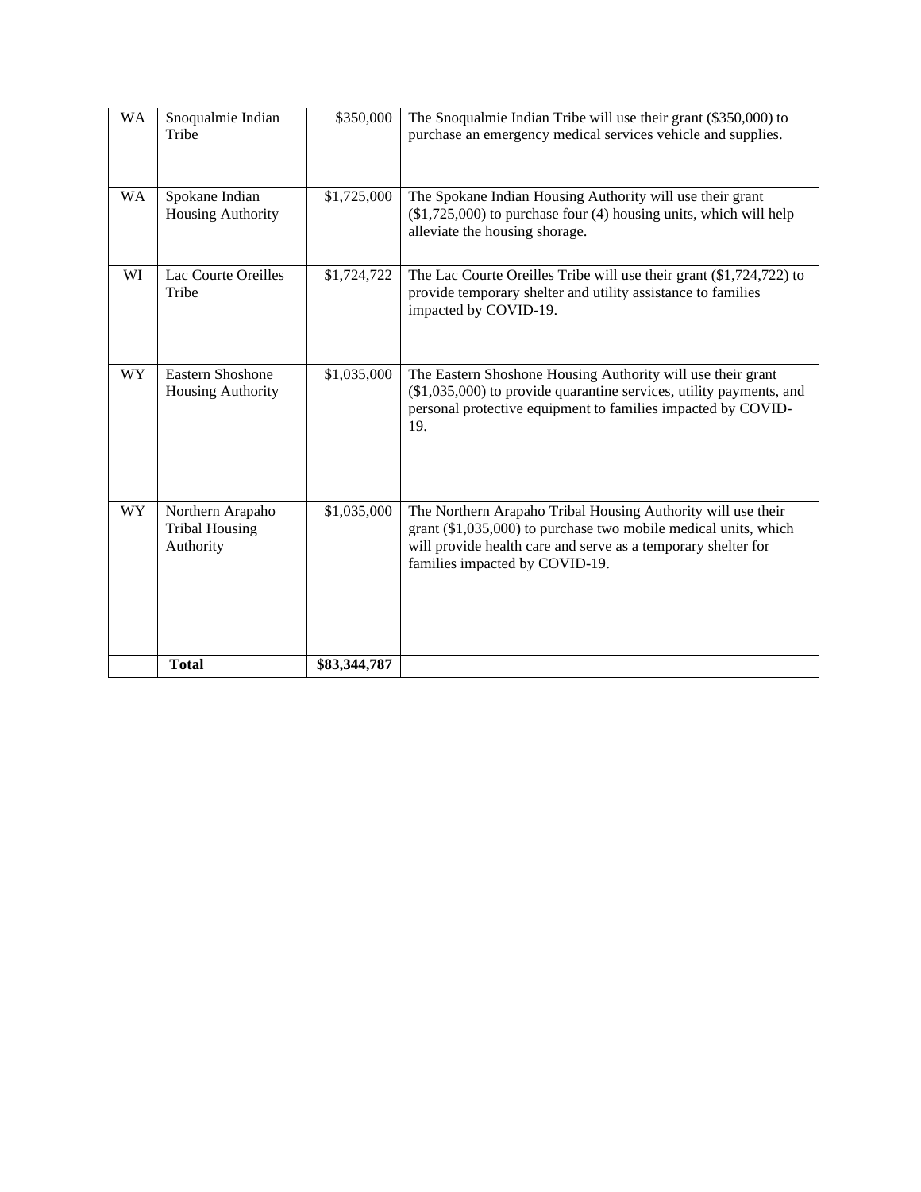| | | | |
|---|---|---|---|
| WA | Snoqualmie Indian Tribe | $350,000 | The Snoqualmie Indian Tribe will use their grant ($350,000) to purchase an emergency medical services vehicle and supplies. |
| WA | Spokane Indian Housing Authority | $1,725,000 | The Spokane Indian Housing Authority will use their grant ($1,725,000) to purchase four (4) housing units, which will help alleviate the housing shorage. |
| WI | Lac Courte Oreilles Tribe | $1,724,722 | The Lac Courte Oreilles Tribe will use their grant ($1,724,722) to provide temporary shelter and utility assistance to families impacted by COVID-19. |
| WY | Eastern Shoshone Housing Authority | $1,035,000 | The Eastern Shoshone Housing Authority will use their grant ($1,035,000) to provide quarantine services, utility payments, and personal protective equipment to families impacted by COVID-19. |
| WY | Northern Arapaho Tribal Housing Authority | $1,035,000 | The Northern Arapaho Tribal Housing Authority will use their grant ($1,035,000) to purchase two mobile medical units, which will provide health care and serve as a temporary shelter for families impacted by COVID-19. |
| | **Total** | **$83,344,787** | |